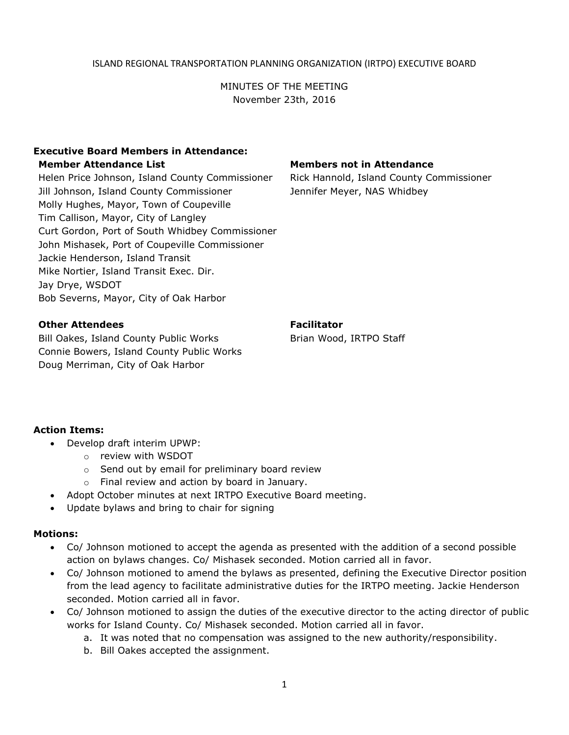ISLAND REGIONAL TRANSPORTATION PLANNING ORGANIZATION (IRTPO) EXECUTIVE BOARD

MINUTES OF THE MEETING
November 23th, 2016

**Executive Board Members in Attendance:**

**Member Attendance List**

Helen Price Johnson, Island County Commissioner
Jill Johnson, Island County Commissioner
Molly Hughes, Mayor, Town of Coupeville
Tim Callison, Mayor, City of Langley
Curt Gordon, Port of South Whidbey Commissioner
John Mishasek, Port of Coupeville Commissioner
Jackie Henderson, Island Transit
Mike Nortier, Island Transit Exec. Dir.
Jay Drye, WSDOT
Bob Severns, Mayor, City of Oak Harbor

**Members not in Attendance**

Rick Hannold, Island County Commissioner
Jennifer Meyer, NAS Whidbey

**Other Attendees**

Bill Oakes, Island County Public Works
Connie Bowers, Island County Public Works
Doug Merriman, City of Oak Harbor

**Facilitator**

Brian Wood, IRTPO Staff

**Action Items:**

- Develop draft interim UPWP:
  - review with WSDOT
  - Send out by email for preliminary board review
  - Final review and action by board in January.
- Adopt October minutes at next IRTPO Executive Board meeting.
- Update bylaws and bring to chair for signing

**Motions:**

- Co/ Johnson motioned to accept the agenda as presented with the addition of a second possible action on bylaws changes. Co/ Mishasek seconded. Motion carried all in favor.
- Co/ Johnson motioned to amend the bylaws as presented, defining the Executive Director position from the lead agency to facilitate administrative duties for the IRTPO meeting. Jackie Henderson seconded. Motion carried all in favor.
- Co/ Johnson motioned to assign the duties of the executive director to the acting director of public works for Island County. Co/ Mishasek seconded. Motion carried all in favor.
  a. It was noted that no compensation was assigned to the new authority/responsibility.
  b. Bill Oakes accepted the assignment.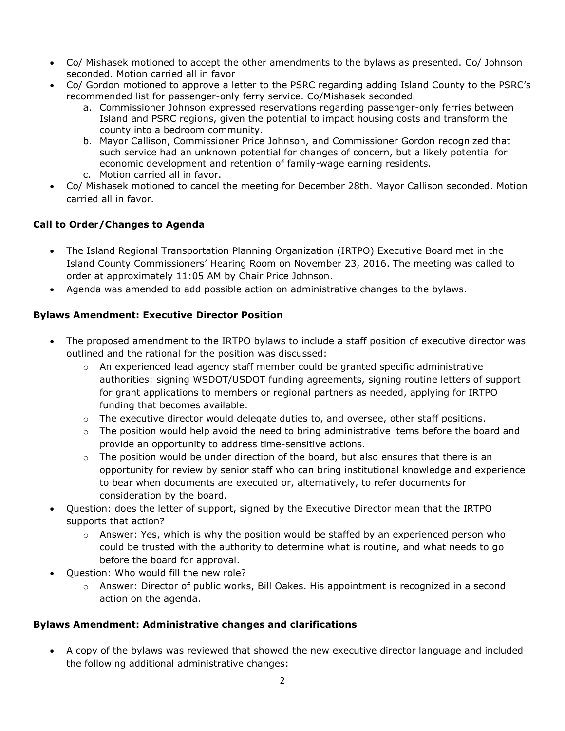- Co/ Mishasek motioned to accept the other amendments to the bylaws as presented. Co/ Johnson seconded. Motion carried all in favor
- Co/ Gordon motioned to approve a letter to the PSRC regarding adding Island County to the PSRC's recommended list for passenger-only ferry service. Co/Mishasek seconded.
  a. Commissioner Johnson expressed reservations regarding passenger-only ferries between Island and PSRC regions, given the potential to impact housing costs and transform the county into a bedroom community.
  b. Mayor Callison, Commissioner Price Johnson, and Commissioner Gordon recognized that such service had an unknown potential for changes of concern, but a likely potential for economic development and retention of family-wage earning residents.
  c. Motion carried all in favor.
- Co/ Mishasek motioned to cancel the meeting for December 28th. Mayor Callison seconded. Motion carried all in favor.

**Call to Order/Changes to Agenda**

- The Island Regional Transportation Planning Organization (IRTPO) Executive Board met in the Island County Commissioners' Hearing Room on November 23, 2016. The meeting was called to order at approximately 11:05 AM by Chair Price Johnson.
- Agenda was amended to add possible action on administrative changes to the bylaws.

**Bylaws Amendment: Executive Director Position**

- The proposed amendment to the IRTPO bylaws to include a staff position of executive director was outlined and the rational for the position was discussed:
  - An experienced lead agency staff member could be granted specific administrative authorities: signing WSDOT/USDOT funding agreements, signing routine letters of support for grant applications to members or regional partners as needed, applying for IRTPO funding that becomes available.
  - The executive director would delegate duties to, and oversee, other staff positions.
  - The position would help avoid the need to bring administrative items before the board and provide an opportunity to address time-sensitive actions.
  - The position would be under direction of the board, but also ensures that there is an opportunity for review by senior staff who can bring institutional knowledge and experience to bear when documents are executed or, alternatively, to refer documents for consideration by the board.
- Question: does the letter of support, signed by the Executive Director mean that the IRTPO supports that action?
  - Answer: Yes, which is why the position would be staffed by an experienced person who could be trusted with the authority to determine what is routine, and what needs to go before the board for approval.
- Question: Who would fill the new role?
  - Answer: Director of public works, Bill Oakes. His appointment is recognized in a second action on the agenda.

**Bylaws Amendment: Administrative changes and clarifications**

- A copy of the bylaws was reviewed that showed the new executive director language and included the following additional administrative changes: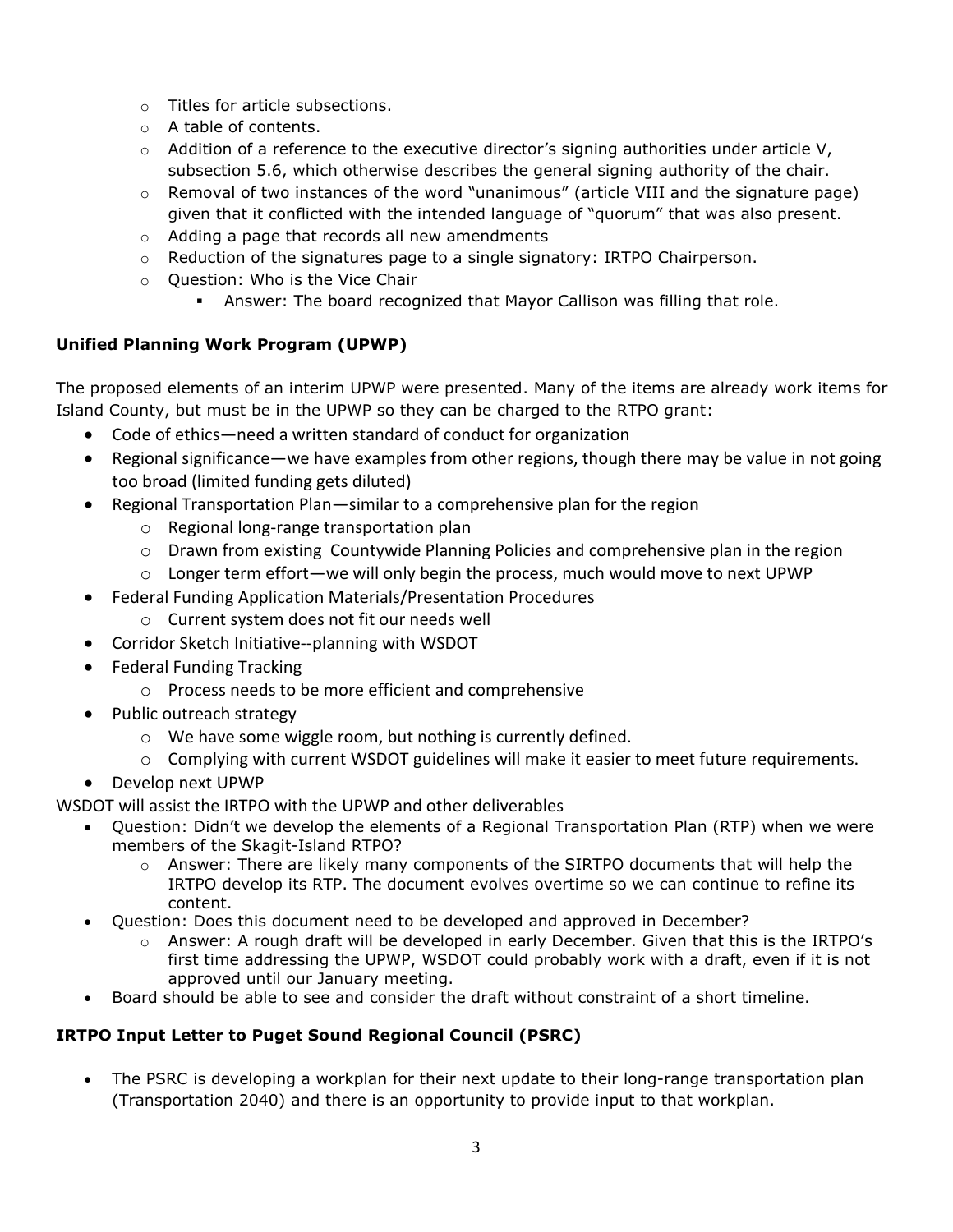- Titles for article subsections.
- A table of contents.
- Addition of a reference to the executive director's signing authorities under article V, subsection 5.6, which otherwise describes the general signing authority of the chair.
- Removal of two instances of the word "unanimous" (article VIII and the signature page) given that it conflicted with the intended language of "quorum" that was also present.
- Adding a page that records all new amendments
- Reduction of the signatures page to a single signatory: IRTPO Chairperson.
- Question: Who is the Vice Chair
    - Answer: The board recognized that Mayor Callison was filling that role.

**Unified Planning Work Program (UPWP)**

The proposed elements of an interim UPWP were presented. Many of the items are already work items for Island County, but must be in the UPWP so they can be charged to the RTPO grant:

- Code of ethics—need a written standard of conduct for organization
- Regional significance—we have examples from other regions, though there may be value in not going too broad (limited funding gets diluted)
- Regional Transportation Plan—similar to a comprehensive plan for the region
    - Regional long-range transportation plan
    - Drawn from existing Countywide Planning Policies and comprehensive plan in the region
    - Longer term effort—we will only begin the process, much would move to next UPWP
- Federal Funding Application Materials/Presentation Procedures
    - Current system does not fit our needs well
- Corridor Sketch Initiative--planning with WSDOT
- Federal Funding Tracking
    - Process needs to be more efficient and comprehensive
- Public outreach strategy
    - We have some wiggle room, but nothing is currently defined.
    - Complying with current WSDOT guidelines will make it easier to meet future requirements.
- Develop next UPWP

WSDOT will assist the IRTPO with the UPWP and other deliverables

- Question: Didn't we develop the elements of a Regional Transportation Plan (RTP) when we were members of the Skagit-Island RTPO?
    - Answer: There are likely many components of the SIRTPO documents that will help the IRTPO develop its RTP. The document evolves overtime so we can continue to refine its content.
- Question: Does this document need to be developed and approved in December?
    - Answer: A rough draft will be developed in early December. Given that this is the IRTPO's first time addressing the UPWP, WSDOT could probably work with a draft, even if it is not approved until our January meeting.
- Board should be able to see and consider the draft without constraint of a short timeline.

**IRTPO Input Letter to Puget Sound Regional Council (PSRC)**

- The PSRC is developing a workplan for their next update to their long-range transportation plan (Transportation 2040) and there is an opportunity to provide input to that workplan.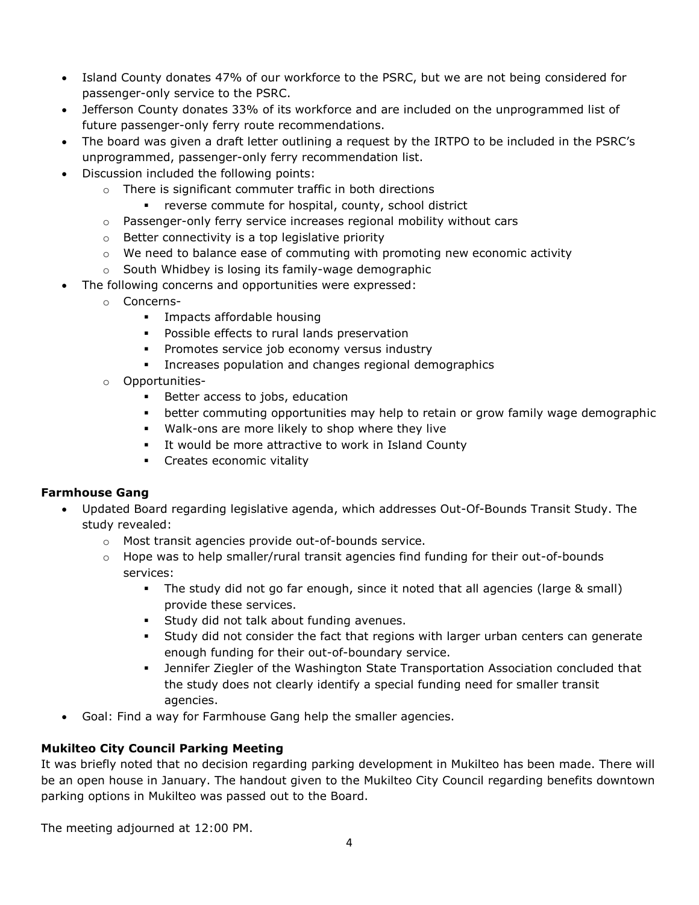- Island County donates 47% of our workforce to the PSRC, but we are not being considered for passenger-only service to the PSRC.
- Jefferson County donates 33% of its workforce and are included on the unprogrammed list of future passenger-only ferry route recommendations.
- The board was given a draft letter outlining a request by the IRTPO to be included in the PSRC's unprogrammed, passenger-only ferry recommendation list.
- Discussion included the following points:
  - There is significant commuter traffic in both directions
    - reverse commute for hospital, county, school district
  - Passenger-only ferry service increases regional mobility without cars
  - Better connectivity is a top legislative priority
  - We need to balance ease of commuting with promoting new economic activity
  - South Whidbey is losing its family-wage demographic
- The following concerns and opportunities were expressed:
  - Concerns-
    - Impacts affordable housing
    - Possible effects to rural lands preservation
    - Promotes service job economy versus industry
    - Increases population and changes regional demographics
  - Opportunities-
    - Better access to jobs, education
    - better commuting opportunities may help to retain or grow family wage demographic
    - Walk-ons are more likely to shop where they live
    - It would be more attractive to work in Island County
    - Creates economic vitality

**Farmhouse Gang**

- Updated Board regarding legislative agenda, which addresses Out-Of-Bounds Transit Study. The study revealed:
  - Most transit agencies provide out-of-bounds service.
  - Hope was to help smaller/rural transit agencies find funding for their out-of-bounds services:
    - The study did not go far enough, since it noted that all agencies (large & small) provide these services.
    - Study did not talk about funding avenues.
    - Study did not consider the fact that regions with larger urban centers can generate enough funding for their out-of-boundary service.
    - Jennifer Ziegler of the Washington State Transportation Association concluded that the study does not clearly identify a special funding need for smaller transit agencies.
- Goal: Find a way for Farmhouse Gang help the smaller agencies.

**Mukilteo City Council Parking Meeting**

It was briefly noted that no decision regarding parking development in Mukilteo has been made. There will be an open house in January. The handout given to the Mukilteo City Council regarding benefits downtown parking options in Mukilteo was passed out to the Board.

The meeting adjourned at 12:00 PM.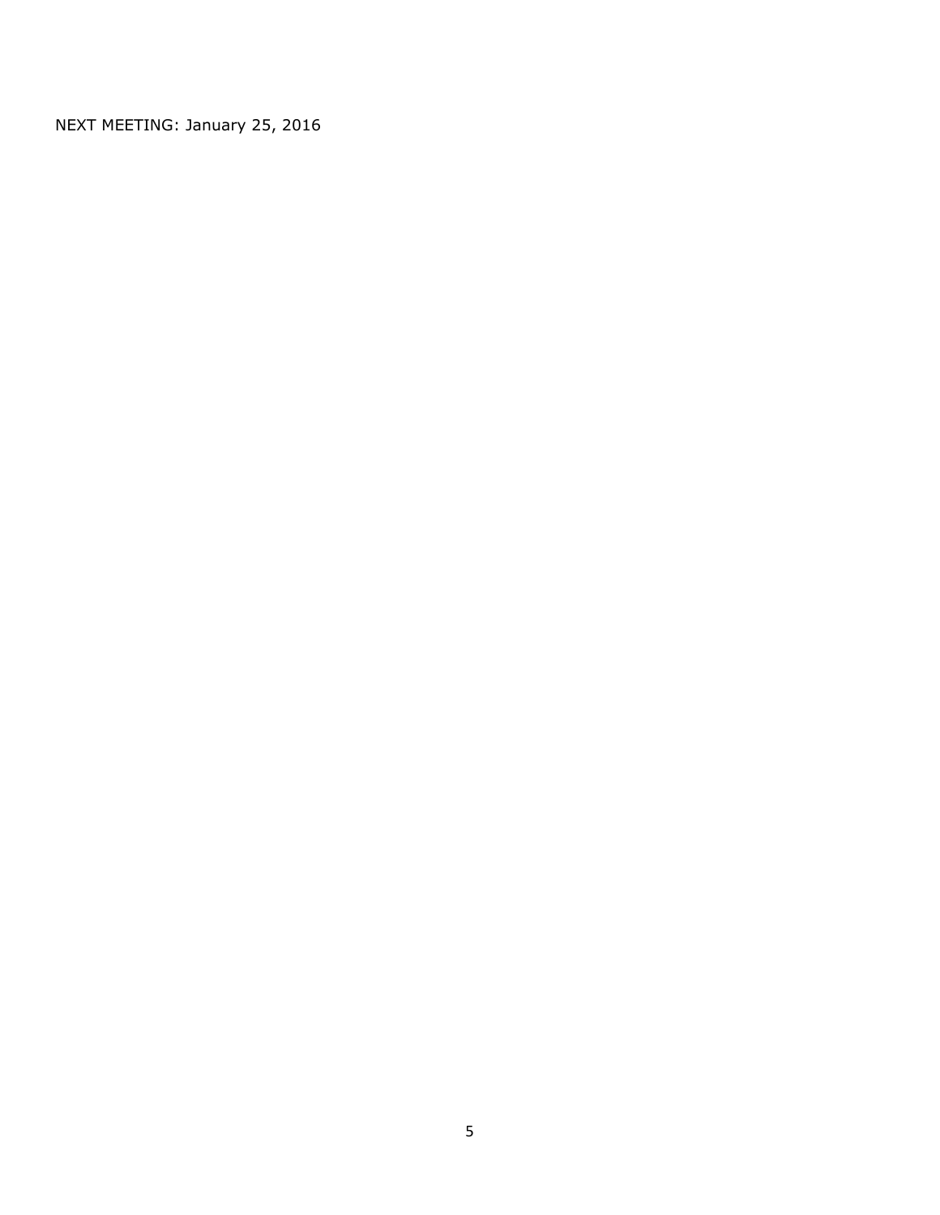NEXT MEETING: January 25, 2016